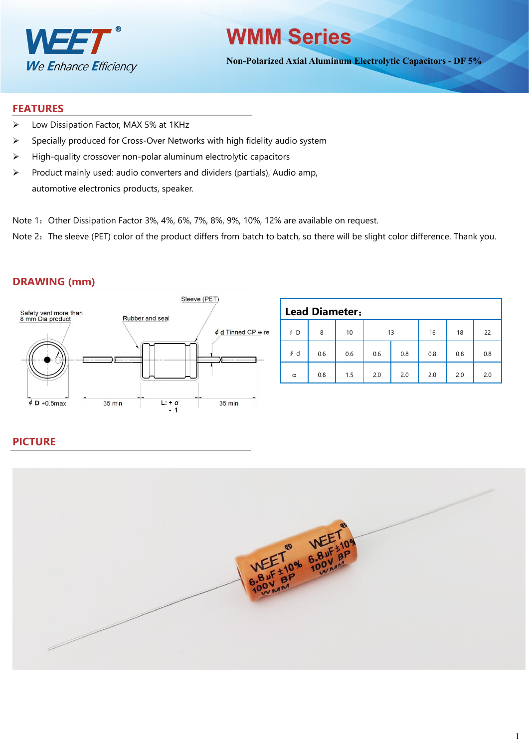# WMM Series

**Non-Polarized Axial Aluminum Electrolytic Capacitors - DF 5%**

## FEATURES

- Low Dissipation Factor, MAX 5% at 1KHz
- Specially produced for Cross-Over Networks with high fidelity audio system
- High-quality crossover non-polar aluminum electrolytic capacitors
- Product mainly used: audio converters and dividers (partials), Audio amp, automotive electronics products, speaker.

Note 1：Other Dissipation Factor 3%, 4%, 6%, 7%, 8%, 9%, 10%, 12% are available on request.

Note 2：The sleeve (PET) color of the product differs from batch to batch, so there will be slight color difference. Thank you.

## DRAWING (mm)

Safety vent more than 8 mm Dia product

Rubber and seal

Sleeve (PET)

ϕ d Tinned CP wire

ϕ D +0.5max

35 min

L: + α - 1

35 min

**Lead Diameter：**

| ϕ D | 8 | 10 | 13 | | 16 | 18 | 22 |
|---|---|---|---|---|---|---|---|
| ϕ d | 0.6 | 0.6 | 0.6 | 0.8 | 0.8 | 0.8 | 0.8 |
| α | 0.8 | 1.5 | 2.0 | 2.0 | 2.0 | 2.0 | 2.0 |

## PICTURE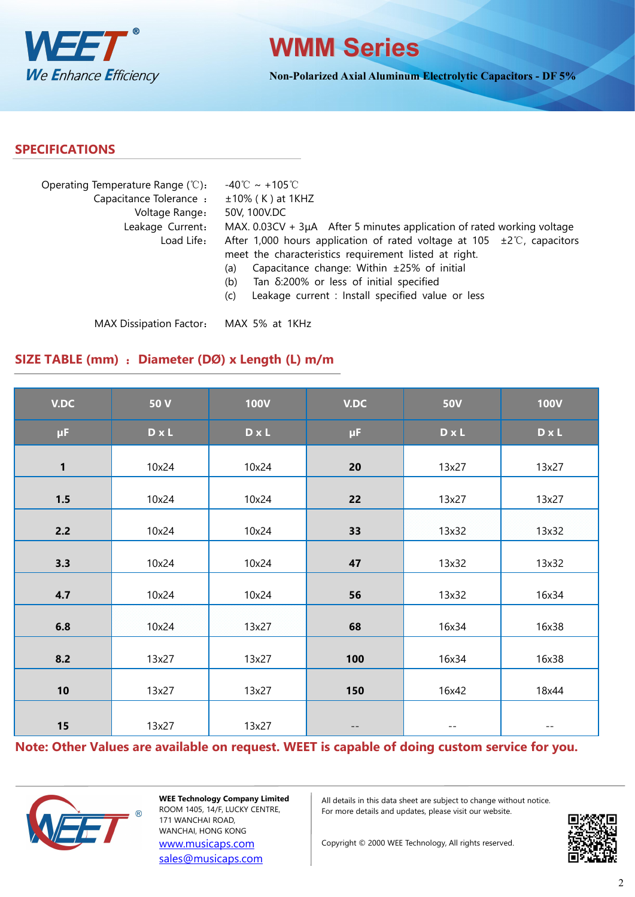# WMM Series

**Non-Polarized Axial Aluminum Electrolytic Capacitors - DF 5%**

## SPECIFICATIONS

Operating Temperature Range (℃): -40℃ ~ +105℃

Capacitance Tolerance : ±10% ( K ) at 1KHZ

Voltage Range: 50V, 100V.DC

Leakage Current: MAX. 0.03CV + 3µA  After 5 minutes application of rated working voltage

Load Life: After 1,000 hours application of rated voltage at 105  ±2℃, capacitors meet the characteristics requirement listed at right.

(a) Capacitance change: Within ±25% of initial

(b) Tan δ:200% or less of initial specified

(c) Leakage current : Install specified value or less

MAX Dissipation Factor: MAX 5% at 1KHz

## SIZE TABLE (mm) ： Diameter (DØ) x Length (L) m/m

| V.DC | 50 V | 100V | V.DC | 50V | 100V |
|---|---|---|---|---|---|
| µF | D x L | D x L | µF | D x L | D x L |
| **1** | 10x24 | 10x24 | **20** | 13x27 | 13x27 |
| **1.5** | 10x24 | 10x24 | **22** | 13x27 | 13x27 |
| **2.2** | 10x24 | 10x24 | **33** | 13x32 | 13x32 |
| **3.3** | 10x24 | 10x24 | **47** | 13x32 | 13x32 |
| **4.7** | 10x24 | 10x24 | **56** | 13x32 | 16x34 |
| **6.8** | 10x24 | 13x27 | **68** | 16x34 | 16x38 |
| **8.2** | 13x27 | 13x27 | **100** | 16x34 | 16x38 |
| **10** | 13x27 | 13x27 | **150** | 16x42 | 18x44 |
| **15** | 13x27 | 13x27 | -- | -- | -- |

**Note: Other Values are available on request. WEET is capable of doing custom service for you.**

**WEE Technology Company Limited**
ROOM 1405, 14/F, LUCKY CENTRE,
171 WANCHAI ROAD,
WANCHAI, HONG KONG
www.musicaps.com
sales@musicaps.com

All details in this data sheet are subject to change without notice.
For more details and updates, please visit our website.

Copyright © 2000 WEE Technology, All rights reserved.